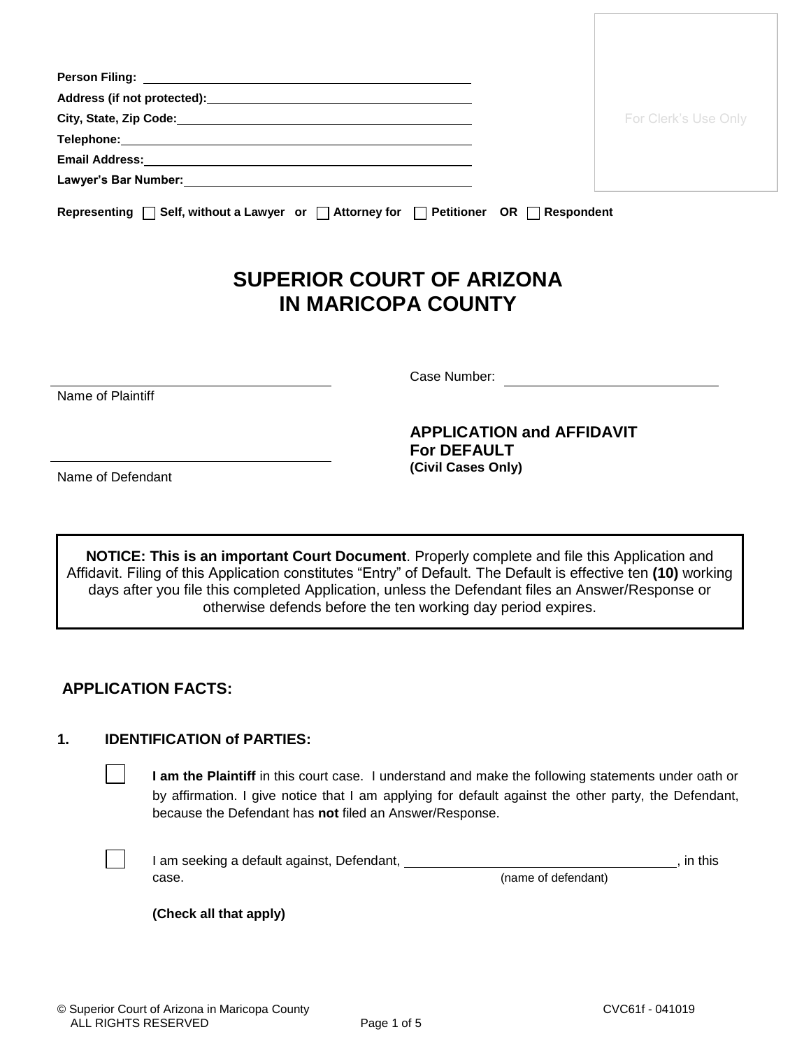Person Filing: ____________________
Address (if not protected): ____________________
City, State, Zip Code: ____________________
Telephone: ____________________
Email Address: ____________________
Lawyer's Bar Number: ____________________

For Clerk's Use Only

**Representing** ☐ **Self, without a Lawyer or** ☐ **Attorney for** ☐ **Petitioner OR** ☐ **Respondent**

# SUPERIOR COURT OF ARIZONA IN MARICOPA COUNTY

____________________
Name of Plaintiff

Case Number: ____________________

____________________
Name of Defendant

**APPLICATION and AFFIDAVIT For DEFAULT**
**(Civil Cases Only)**

> **NOTICE: This is an important Court Document**. Properly complete and file this Application and Affidavit. Filing of this Application constitutes "Entry" of Default. The Default is effective ten **(10)** working days after you file this completed Application, unless the Defendant files an Answer/Response or otherwise defends before the ten working day period expires.

## APPLICATION FACTS:

### 1. IDENTIFICATION of PARTIES:

☐ **I am the Plaintiff** in this court case. I understand and make the following statements under oath or by affirmation. I give notice that I am applying for default against the other party, the Defendant, because the Defendant has **not** filed an Answer/Response.

☐ I am seeking a default against, Defendant, ____________________ (name of defendant), in this case.

**(Check all that apply)**

© Superior Court of Arizona in Maricopa County
ALL RIGHTS RESERVED

CVC61f - 041019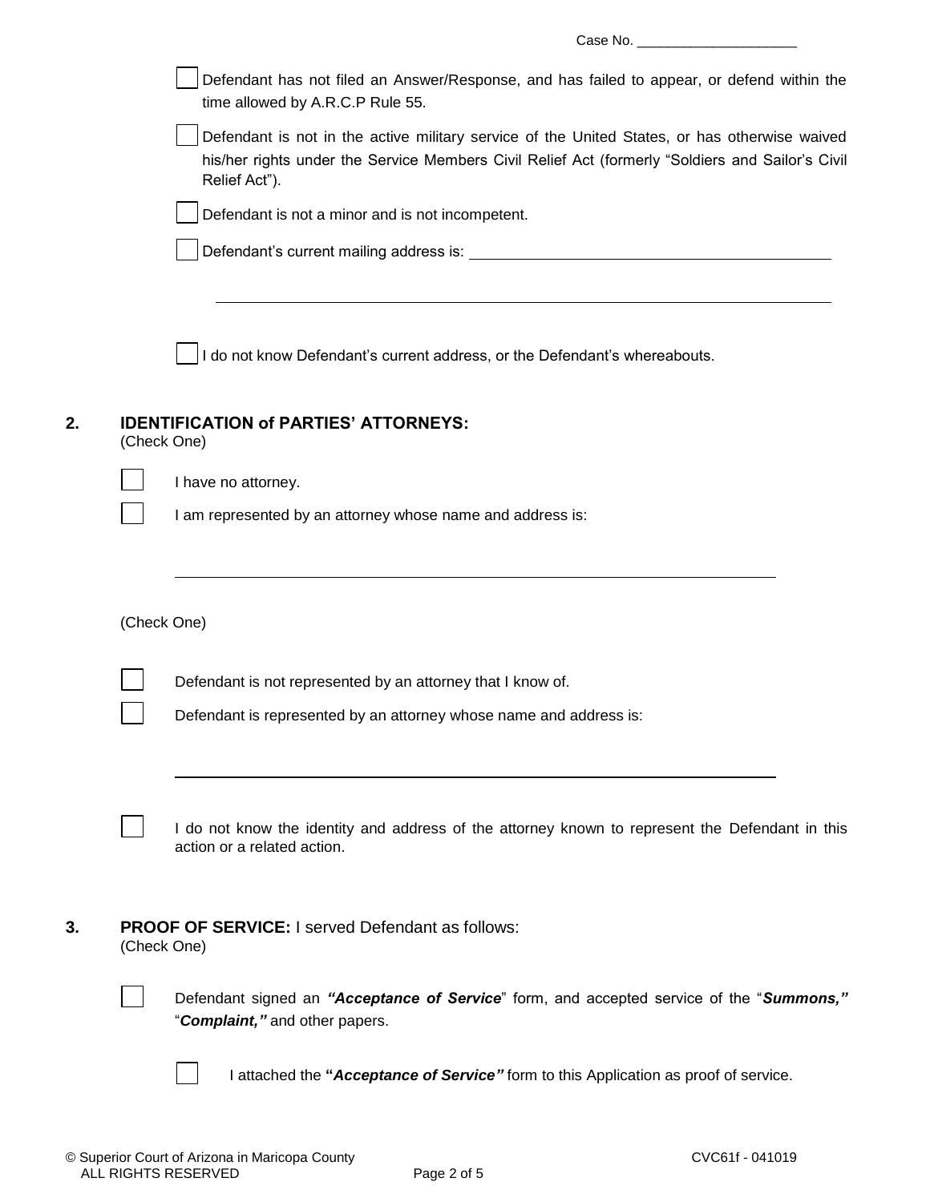Case No. ____________________

- ☐ Defendant has not filed an Answer/Response, and has failed to appear, or defend within the time allowed by A.R.C.P Rule 55.
- ☐ Defendant is not in the active military service of the United States, or has otherwise waived his/her rights under the Service Members Civil Relief Act (formerly "Soldiers and Sailor's Civil Relief Act").
- ☐ Defendant is not a minor and is not incompetent.
- ☐ Defendant's current mailing address is: ________________________________________

  ________________________________________________________________________

- ☐ I do not know Defendant's current address, or the Defendant's whereabouts.

## 2. IDENTIFICATION of PARTIES' ATTORNEYS:

(Check One)

- ☐ I have no attorney.
- ☐ I am represented by an attorney whose name and address is:

  ________________________________________________________________________

(Check One)

- ☐ Defendant is not represented by an attorney that I know of.
- ☐ Defendant is represented by an attorney whose name and address is:

  ________________________________________________________________________

- ☐ I do not know the identity and address of the attorney known to represent the Defendant in this action or a related action.

## 3. PROOF OF SERVICE: I served Defendant as follows:

(Check One)

- ☐ Defendant signed an ***"Acceptance of Service"*** form, and accepted service of the "***Summons,"*** "***Complaint,"*** and other papers.
  - ☐ I attached the **"*Acceptance of Service"*** form to this Application as proof of service.

© Superior Court of Arizona in Maricopa County ALL RIGHTS RESERVED — CVC61f - 041019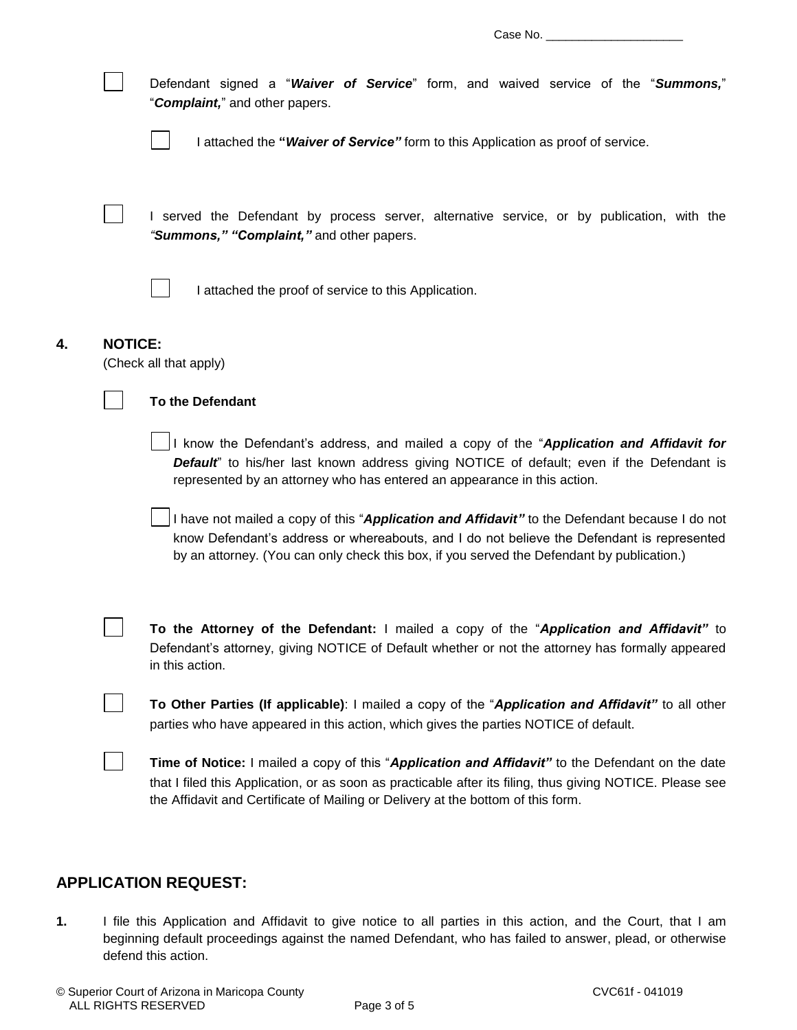Case No. ____________________

- [ ] Defendant signed a "***Waiver of Service***" form, and waived service of the "***Summons,***" "***Complaint,***" and other papers.

    - [ ] I attached the **"*Waiver of Service*"** form to this Application as proof of service.

- [ ] I served the Defendant by process server, alternative service, or by publication, with the ***"Summons," "Complaint,"*** and other papers.

    - [ ] I attached the proof of service to this Application.

**4. NOTICE:**
(Check all that apply)

- [ ] **To the Defendant**

    - [ ] I know the Defendant's address, and mailed a copy of the "***Application and Affidavit for Default***" to his/her last known address giving NOTICE of default; even if the Defendant is represented by an attorney who has entered an appearance in this action.

    - [ ] I have not mailed a copy of this "***Application and Affidavit"*** to the Defendant because I do not know Defendant's address or whereabouts, and I do not believe the Defendant is represented by an attorney. (You can only check this box, if you served the Defendant by publication.)

- [ ] **To the Attorney of the Defendant:** I mailed a copy of the "***Application and Affidavit"*** to Defendant's attorney, giving NOTICE of Default whether or not the attorney has formally appeared in this action.

- [ ] **To Other Parties (If applicable)**: I mailed a copy of the "***Application and Affidavit"*** to all other parties who have appeared in this action, which gives the parties NOTICE of default.

- [ ] **Time of Notice:** I mailed a copy of this "***Application and Affidavit"*** to the Defendant on the date that I filed this Application, or as soon as practicable after its filing, thus giving NOTICE. Please see the Affidavit and Certificate of Mailing or Delivery at the bottom of this form.

## APPLICATION REQUEST:

**1.** I file this Application and Affidavit to give notice to all parties in this action, and the Court, that I am beginning default proceedings against the named Defendant, who has failed to answer, plead, or otherwise defend this action.

© Superior Court of Arizona in Maricopa County ALL RIGHTS RESERVED — CVC61f - 041019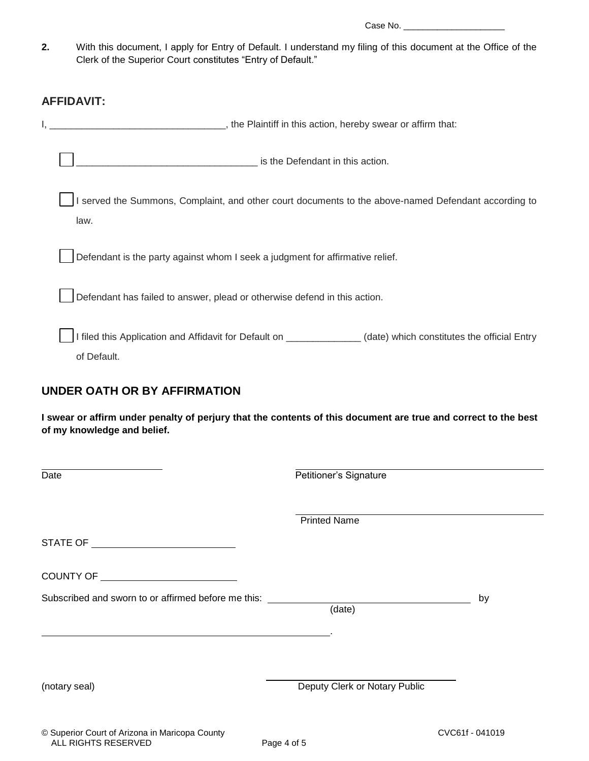Case No. ____________________

**2.** With this document, I apply for Entry of Default. I understand my filing of this document at the Office of the Clerk of the Superior Court constitutes "Entry of Default."

## AFFIDAVIT:

I, ________________________________, the Plaintiff in this action, hereby swear or affirm that:

☐ ________________________________ is the Defendant in this action.

☐ I served the Summons, Complaint, and other court documents to the above-named Defendant according to law.

☐ Defendant is the party against whom I seek a judgment for affirmative relief.

☐ Defendant has failed to answer, plead or otherwise defend in this action.

☐ I filed this Application and Affidavit for Default on _____________ (date) which constitutes the official Entry of Default.

## UNDER OATH OR BY AFFIRMATION

**I swear or affirm under penalty of perjury that the contents of this document are true and correct to the best of my knowledge and belief.**

______________________ Date

______________________ Petitioner's Signature

______________________ Printed Name

STATE OF ________________________

COUNTY OF ________________________

Subscribed and sworn to or affirmed before me this: ______________________ (date) by

______________________________________________.

(notary seal)

______________________ Deputy Clerk or Notary Public

© Superior Court of Arizona in Maricopa County
ALL RIGHTS RESERVED

CVC61f - 041019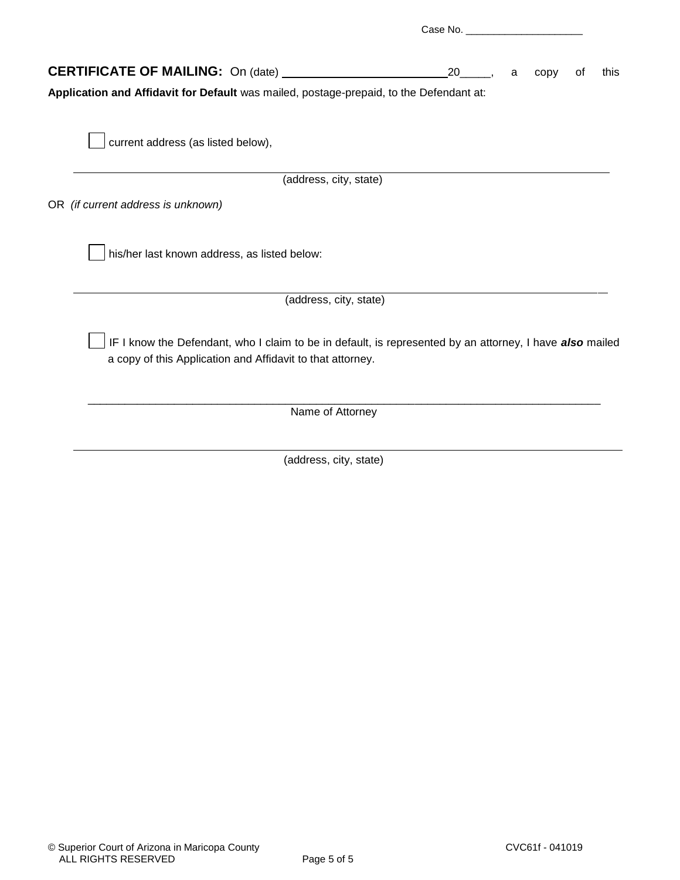Case No. ____________________

**CERTIFICATE OF MAILING:** On (date) _________________________ 20_____, a copy of this **Application and Affidavit for Default** was mailed, postage-prepaid, to the Defendant at:

☐ current address (as listed below),

______________________________________________________________________________
(address, city, state)

OR *(if current address is unknown)*

☐ his/her last known address, as listed below:

______________________________________________________________________________
(address, city, state)

☐ IF I know the Defendant, who I claim to be in default, is represented by an attorney, I have ***also*** mailed a copy of this Application and Affidavit to that attorney.

______________________________________________________________________________
Name of Attorney

______________________________________________________________________________
(address, city, state)

© Superior Court of Arizona in Maricopa County
ALL RIGHTS RESERVED

CVC61f - 041019